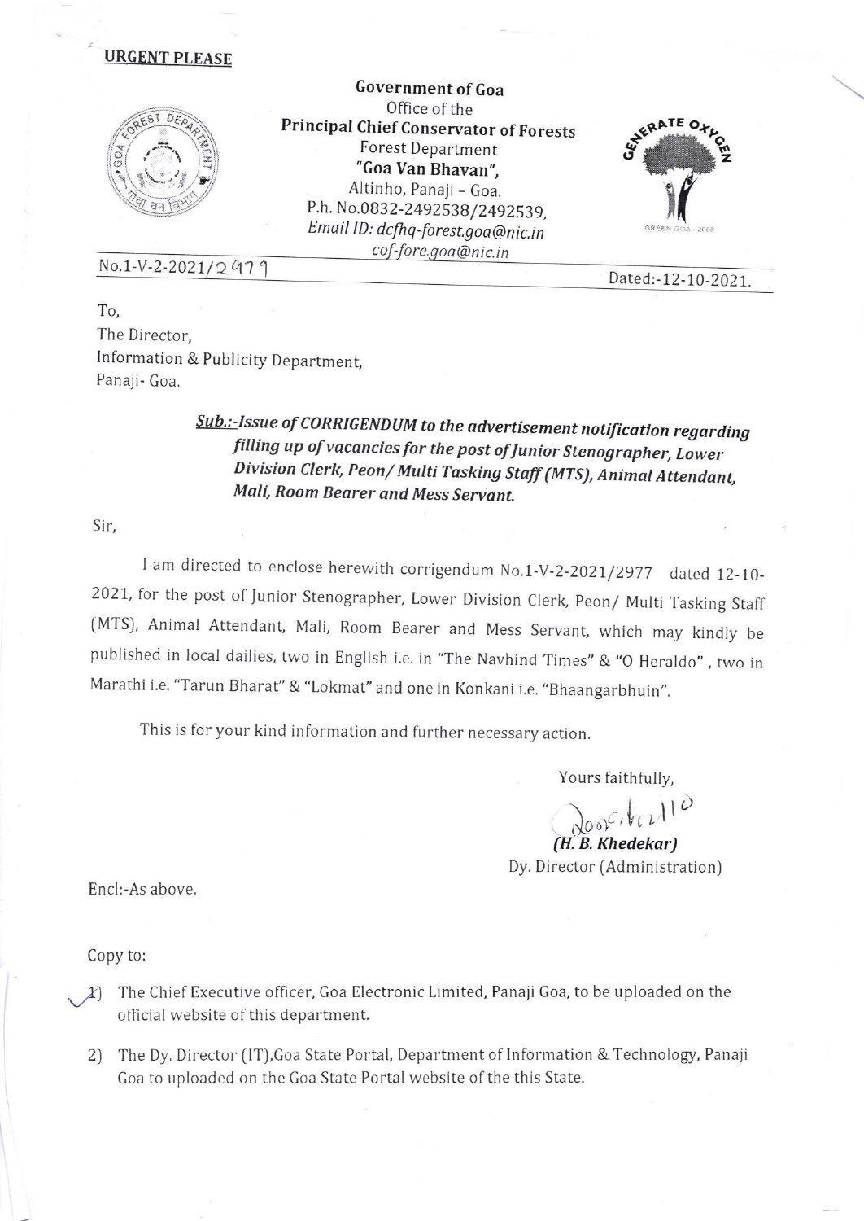**URGENT PLEASE**

**Government of Goa**
Office of the
**Principal Chief Conservator of Forests**
Forest Department
**"Goa Van Bhavan",**
Altinho, Panaji – Goa.
P.h. No.0832-2492538/2492539,
*Email ID: dcfhq-forest.goa@nic.in*
*cof-fore.goa@nic.in*

No.1-V-2-2021/2979 Dated:-12-10-2021.

To,
The Director,
Information & Publicity Department,
Panaji- Goa.

***Sub.:-Issue of CORRIGENDUM to the advertisement notification regarding filling up of vacancies for the post of Junior Stenographer, Lower Division Clerk, Peon/ Multi Tasking Staff (MTS), Animal Attendant, Mali, Room Bearer and Mess Servant.***

Sir,

I am directed to enclose herewith corrigendum No.1-V-2-2021/2977 dated 12-10-2021, for the post of Junior Stenographer, Lower Division Clerk, Peon/ Multi Tasking Staff (MTS), Animal Attendant, Mali, Room Bearer and Mess Servant, which may kindly be published in local dailies, two in English i.e. in "The Navhind Times" & "O Heraldo", two in Marathi i.e. "Tarun Bharat" & "Lokmat" and one in Konkani i.e. "Bhaangarbhuin".

This is for your kind information and further necessary action.

Yours faithfully,

***(H. B. Khedekar)***
Dy. Director (Administration)

Encl:-As above.

Copy to:

1) The Chief Executive officer, Goa Electronic Limited, Panaji Goa, to be uploaded on the official website of this department.
2) The Dy. Director (IT),Goa State Portal, Department of Information & Technology, Panaji Goa to uploaded on the Goa State Portal website of the this State.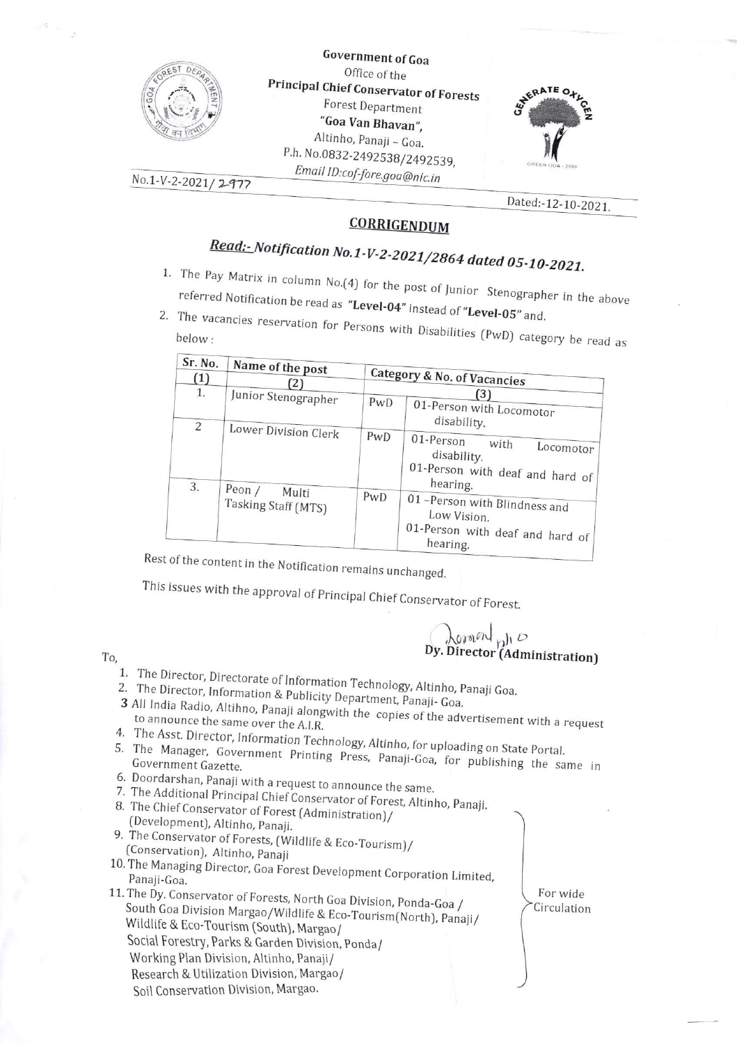Government of Goa
Office of the
**Principal Chief Conservator of Forests**
Forest Department
**"Goa Van Bhavan",**
Altinho, Panaji – Goa.
P.h. No.0832-2492538/2492539,
*Email ID:cof-fore.goa@nic.in*

No.1-V-2-2021/ 2977

Dated:-12-10-2021.

## CORRIGENDUM

## *Read:- Notification No.1-V-2-2021/2864 dated 05-10-2021.*

1. The Pay Matrix in column No.(4) for the post of Junior Stenographer in the above referred Notification be read as **"Level-04"** instead of **"Level-05"** and.
2. The vacancies reservation for Persons with Disabilities (PwD) category be read as below :

| Sr. No. (1) | Name of the post (2) | Category & No. of Vacancies (3) | |
|---|---|---|---|
| 1. | Junior Stenographer | PwD | 01-Person with Locomotor disability. |
| 2 | Lower Division Clerk | PwD | 01-Person with Locomotor disability. 01-Person with deaf and hard of hearing. |
| 3. | Peon / Multi Tasking Staff (MTS) | PwD | 01 -Person with Blindness and Low Vision. 01-Person with deaf and hard of hearing. |

Rest of the content in the Notification remains unchanged.

This issues with the approval of Principal Chief Conservator of Forest.

**Dy. Director (Administration)**

To,

1. The Director, Directorate of Information Technology, Altinho, Panaji Goa.
2. The Director, Information & Publicity Department, Panaji- Goa.
3. All India Radio, Altihno, Panaji alongwith the copies of the advertisement with a request to announce the same over the A.I.R.
4. The Asst. Director, Information Technology, Altinho, for uploading on State Portal.
5. The Manager, Government Printing Press, Panaji-Goa, for publishing the same in Government Gazette.
6. Doordarshan, Panaji with a request to announce the same.
7. The Additional Principal Chief Conservator of Forest, Altinho, Panaji.
8. The Chief Conservator of Forest (Administration)/ (Development), Altinho, Panaji.
9. The Conservator of Forests, (Wildlife & Eco-Tourism)/ (Conservation), Altinho, Panaji
10. The Managing Director, Goa Forest Development Corporation Limited, Panaji-Goa.
11. The Dy. Conservator of Forests, North Goa Division, Ponda-Goa / South Goa Division Margao/Wildlife & Eco-Tourism(North), Panaji/ Wildlife & Eco-Tourism (South), Margao/ Social Forestry, Parks & Garden Division, Ponda/ Working Plan Division, Altinho, Panaji/ Research & Utilization Division, Margao/ Soil Conservation Division, Margao.

For wide Circulation